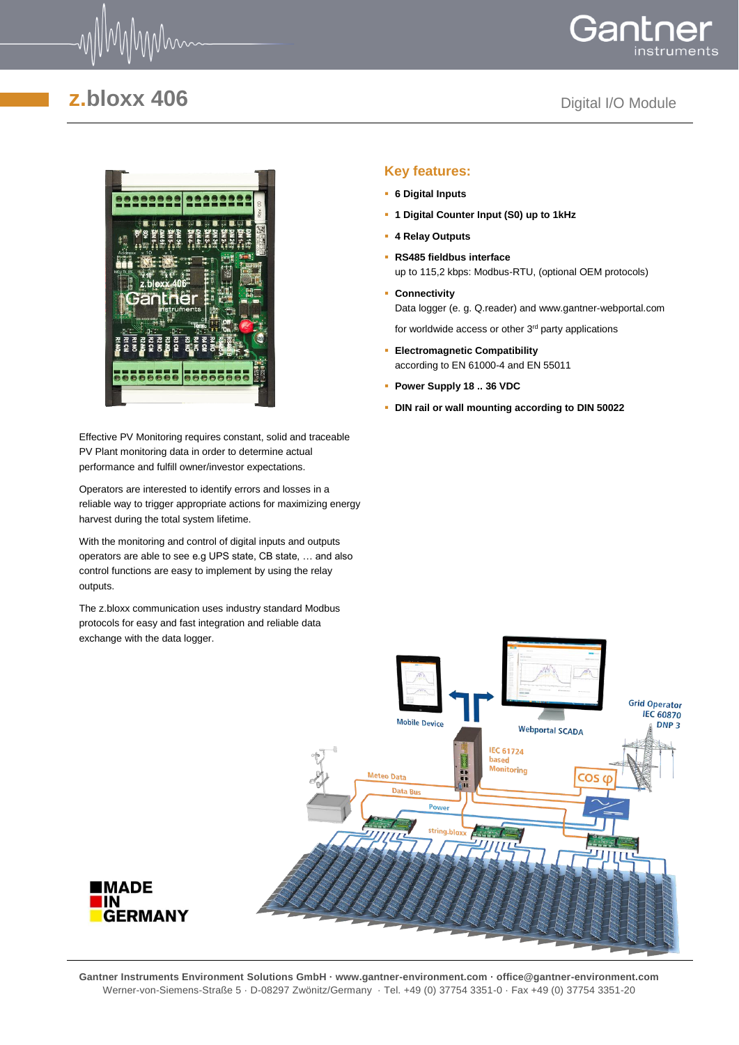# z.bloxx 406

Digital I/O Module

## Key features:

- **6 Digital Inputs**
- **1 Digital Counter Input (S0) up to 1kHz**
- **4 Relay Outputs**
- **RS485 fieldbus interface**
  up to 115,2 kbps: Modbus-RTU, (optional OEM protocols)
- **Connectivity**
  Data logger (e. g. Q.reader) and www.gantner-webportal.com
  for worldwide access or other 3rd party applications
- **Electromagnetic Compatibility**
  according to EN 61000-4 and EN 55011
- **Power Supply 18 .. 36 VDC**
- **DIN rail or wall mounting according to DIN 50022**

Effective PV Monitoring requires constant, solid and traceable PV Plant monitoring data in order to determine actual performance and fulfill owner/investor expectations.

Operators are interested to identify errors and losses in a reliable way to trigger appropriate actions for maximizing energy harvest during the total system lifetime.

With the monitoring and control of digital inputs and outputs operators are able to see e.g UPS state, CB state, … and also control functions are easy to implement by using the relay outputs.

The z.bloxx communication uses industry standard Modbus protocols for easy and fast integration and reliable data exchange with the data logger.

MADE IN GERMANY

Gantner Instruments Environment Solutions GmbH · www.gantner-environment.com · office@gantner-environment.com
Werner-von-Siemens-Straße 5 · D-08297 Zwönitz/Germany · Tel. +49 (0) 37754 3351-0 · Fax +49 (0) 37754 3351-20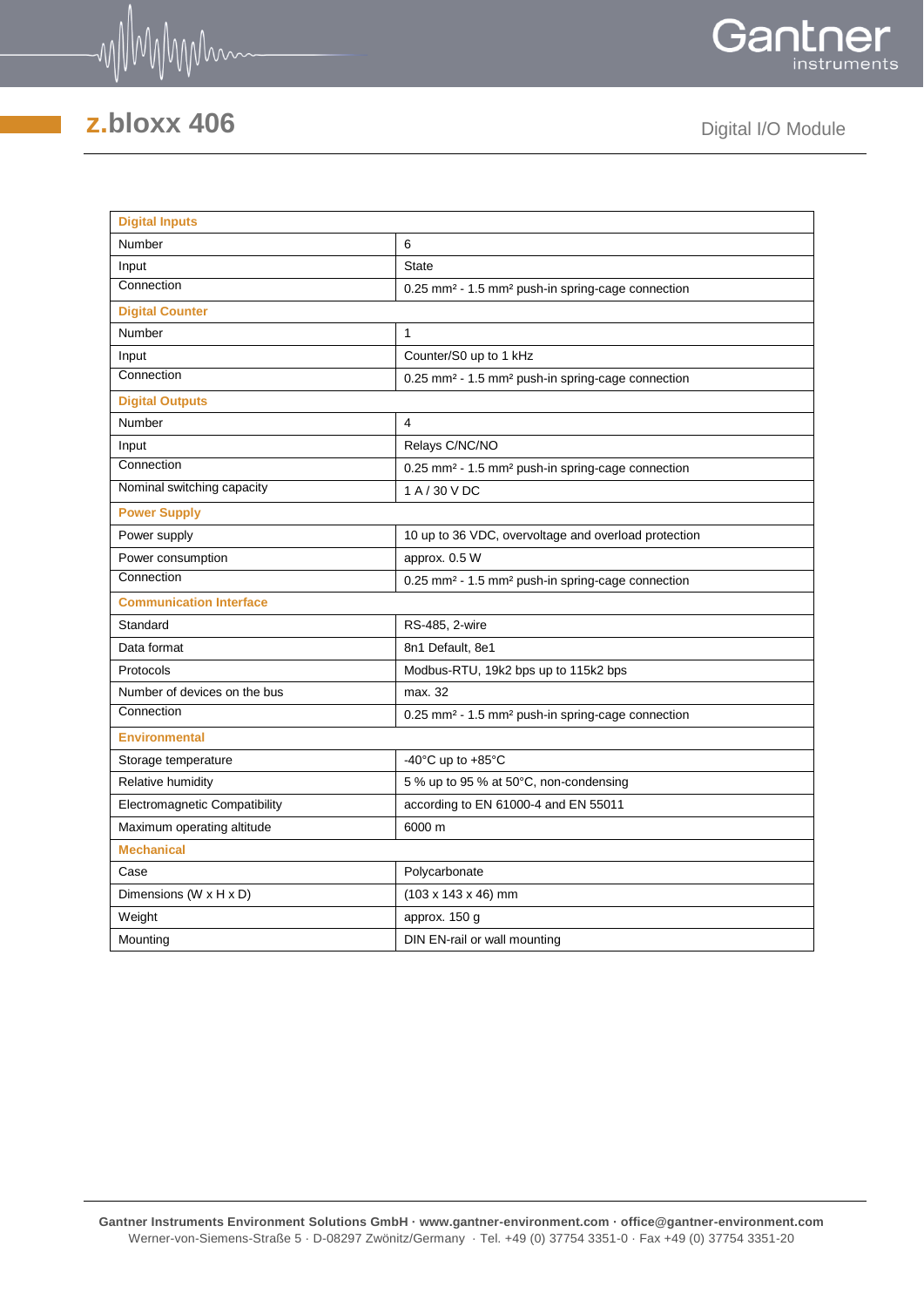| Digital Inputs | |
|---|---|
| Number | 6 |
| Input | State |
| Connection | 0.25 mm² - 1.5 mm² push-in spring-cage connection |
| **Digital Counter** | |
| Number | 1 |
| Input | Counter/S0 up to 1 kHz |
| Connection | 0.25 mm² - 1.5 mm² push-in spring-cage connection |
| **Digital Outputs** | |
| Number | 4 |
| Input | Relays C/NC/NO |
| Connection | 0.25 mm² - 1.5 mm² push-in spring-cage connection |
| Nominal switching capacity | 1 A / 30 V DC |
| **Power Supply** | |
| Power supply | 10 up to 36 VDC, overvoltage and overload protection |
| Power consumption | approx. 0.5 W |
| Connection | 0.25 mm² - 1.5 mm² push-in spring-cage connection |
| **Communication Interface** | |
| Standard | RS-485, 2-wire |
| Data format | 8n1 Default, 8e1 |
| Protocols | Modbus-RTU, 19k2 bps up to 115k2 bps |
| Number of devices on the bus | max. 32 |
| Connection | 0.25 mm² - 1.5 mm² push-in spring-cage connection |
| **Environmental** | |
| Storage temperature | -40°C up to +85°C |
| Relative humidity | 5 % up to 95 % at 50°C, non-condensing |
| Electromagnetic Compatibility | according to EN 61000-4 and EN 55011 |
| Maximum operating altitude | 6000 m |
| **Mechanical** | |
| Case | Polycarbonate |
| Dimensions (W x H x D) | (103 x 143 x 46) mm |
| Weight | approx. 150 g |
| Mounting | DIN EN-rail or wall mounting |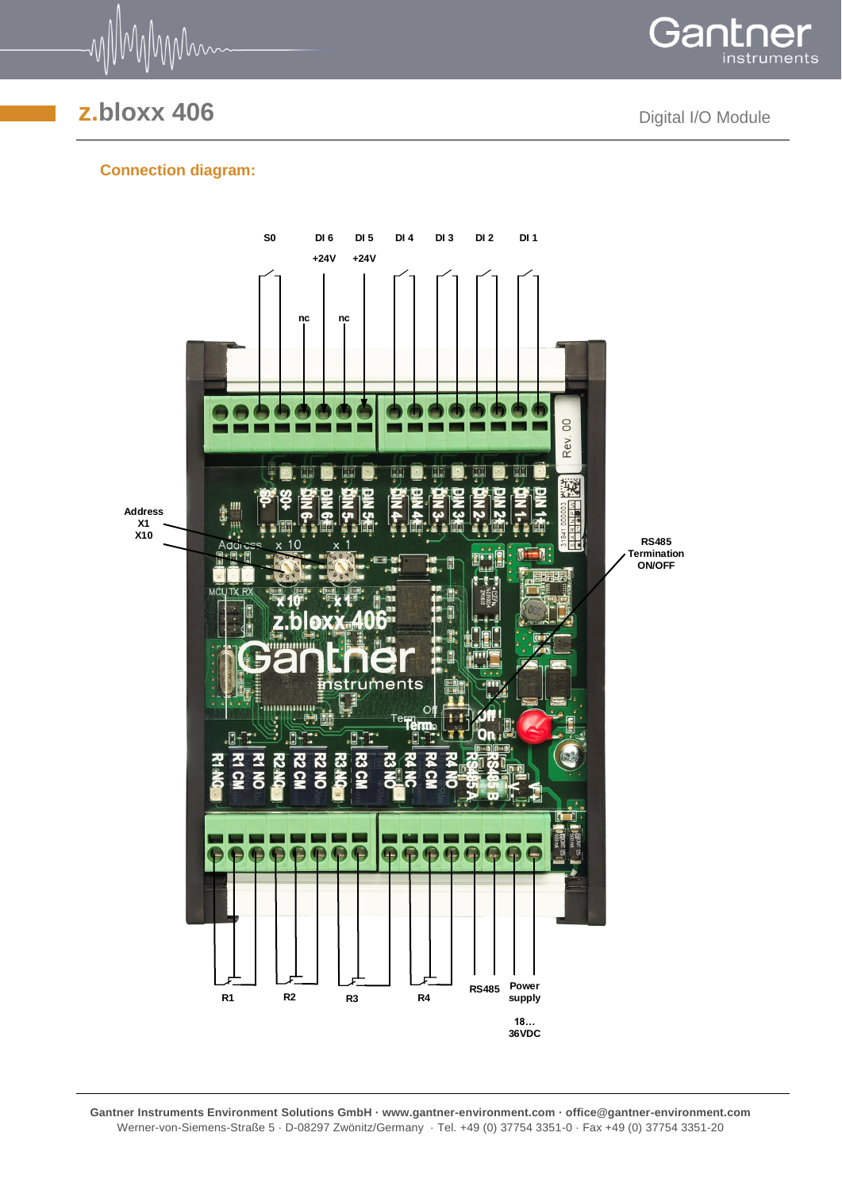# z.bloxx 406

Digital I/O Module

## Connection diagram:

S0 DI 6 DI 5 DI 4 DI 3 DI 2 DI 1

+24V +24V

nc nc

Address X1 X10

RS485 Termination ON/OFF

R1 R2 R3 R4 RS485 Power supply

18… 36VDC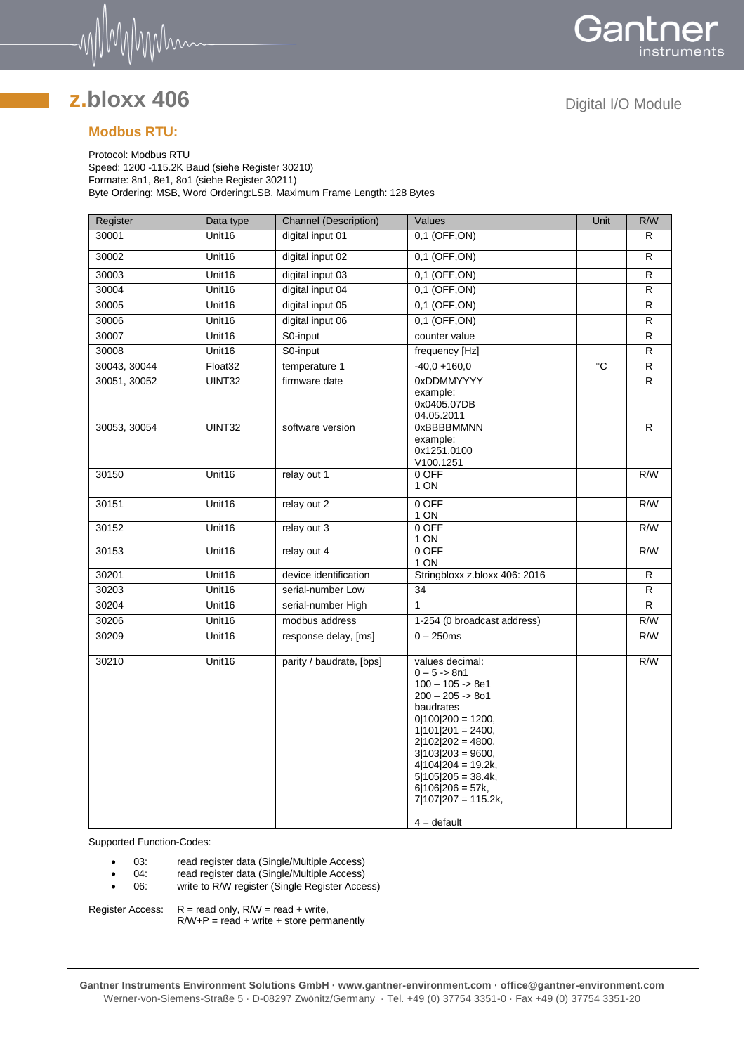# z.bloxx 406

Digital I/O Module

## Modbus RTU:

Protocol: Modbus RTU
Speed: 1200 -115.2K Baud (siehe Register 30210)
Formate: 8n1, 8e1, 8o1 (siehe Register 30211)
Byte Ordering: MSB, Word Ordering:LSB, Maximum Frame Length: 128 Bytes

| Register | Data type | Channel (Description) | Values | Unit | R/W |
|---|---|---|---|---|---|
| 30001 | Unit16 | digital input 01 | 0,1 (OFF,ON) | | R |
| 30002 | Unit16 | digital input 02 | 0,1 (OFF,ON) | | R |
| 30003 | Unit16 | digital input 03 | 0,1 (OFF,ON) | | R |
| 30004 | Unit16 | digital input 04 | 0,1 (OFF,ON) | | R |
| 30005 | Unit16 | digital input 05 | 0,1 (OFF,ON) | | R |
| 30006 | Unit16 | digital input 06 | 0,1 (OFF,ON) | | R |
| 30007 | Unit16 | S0-input | counter value | | R |
| 30008 | Unit16 | S0-input | frequency [Hz] | | R |
| 30043, 30044 | Float32 | temperature 1 | -40,0 +160,0 | °C | R |
| 30051, 30052 | UINT32 | firmware date | 0xDDMMYYYY<br>example:<br>0x0405.07DB<br>04.05.2011 | | R |
| 30053, 30054 | UINT32 | software version | 0xBBBBMMNN<br>example:<br>0x1251.0100<br>V100.1251 | | R |
| 30150 | Unit16 | relay out 1 | 0 OFF<br>1 ON | | R/W |
| 30151 | Unit16 | relay out 2 | 0 OFF<br>1 ON | | R/W |
| 30152 | Unit16 | relay out 3 | 0 OFF<br>1 ON | | R/W |
| 30153 | Unit16 | relay out 4 | 0 OFF<br>1 ON | | R/W |
| 30201 | Unit16 | device identification | Stringbloxx z.bloxx 406: 2016 | | R |
| 30203 | Unit16 | serial-number Low | 34 | | R |
| 30204 | Unit16 | serial-number High | 1 | | R |
| 30206 | Unit16 | modbus address | 1-254 (0 broadcast address) | | R/W |
| 30209 | Unit16 | response delay, [ms] | 0 – 250ms | | R/W |
| 30210 | Unit16 | parity / baudrate, [bps] | values decimal:<br>0 – 5 -> 8n1<br>100 – 105 -> 8e1<br>200 – 205 -> 8o1<br>baudrates<br>0\|100\|200 = 1200,<br>1\|101\|201 = 2400,<br>2\|102\|202 = 4800,<br>3\|103\|203 = 9600,<br>4\|104\|204 = 19.2k,<br>5\|105\|205 = 38.4k,<br>6\|106\|206 = 57k,<br>7\|107\|207 = 115.2k,<br><br>4 = default | | R/W |

Supported Function-Codes:

- 03: read register data (Single/Multiple Access)
- 04: read register data (Single/Multiple Access)
- 06: write to R/W register (Single Register Access)

Register Access: R = read only, R/W = read + write,
R/W+P = read + write + store permanently

**Gantner Instruments Environment Solutions GmbH · www.gantner-environment.com · office@gantner-environment.com**
Werner-von-Siemens-Straße 5 · D-08297 Zwönitz/Germany · Tel. +49 (0) 37754 3351-0 · Fax +49 (0) 37754 3351-20